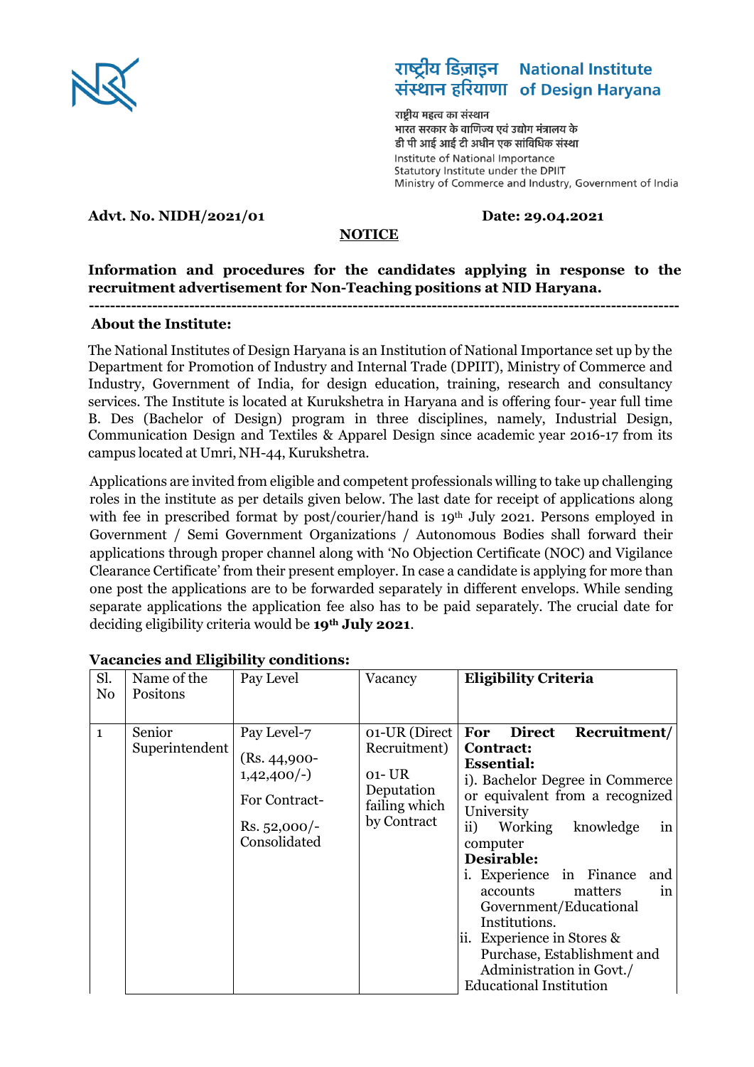राष्ट्रीय डिज़ाइन संस्थान हरियाणा **National Institute of Design Haryana**

राष्ट्रीय महत्व का संस्थान
भारत सरकार के वाणिज्य एवं उद्योग मंत्रालय के
डी पी आई आई टी अधीन एक सांविधिक संस्था
Institute of National Importance
Statutory Institute under the DPIIT
Ministry of Commerce and Industry, Government of India

**Advt. No. NIDH/2021/01** **Date: 29.04.2021**

**NOTICE**

**Information and procedures for the candidates applying in response to the recruitment advertisement for Non-Teaching positions at NID Haryana.**

---

**About the Institute:**

The National Institutes of Design Haryana is an Institution of National Importance set up by the Department for Promotion of Industry and Internal Trade (DPIIT), Ministry of Commerce and Industry, Government of India, for design education, training, research and consultancy services. The Institute is located at Kurukshetra in Haryana and is offering four- year full time B. Des (Bachelor of Design) program in three disciplines, namely, Industrial Design, Communication Design and Textiles & Apparel Design since academic year 2016-17 from its campus located at Umri, NH-44, Kurukshetra.

Applications are invited from eligible and competent professionals willing to take up challenging roles in the institute as per details given below. The last date for receipt of applications along with fee in prescribed format by post/courier/hand is 19th July 2021. Persons employed in Government / Semi Government Organizations / Autonomous Bodies shall forward their applications through proper channel along with 'No Objection Certificate (NOC) and Vigilance Clearance Certificate' from their present employer. In case a candidate is applying for more than one post the applications are to be forwarded separately in different envelops. While sending separate applications the application fee also has to be paid separately. The crucial date for deciding eligibility criteria would be **19th July 2021**.

**Vacancies and Eligibility conditions:**

| Sl. No | Name of the Positons | Pay Level | Vacancy | **Eligibility Criteria** |
|---|---|---|---|---|
| 1 | Senior Superintendent | Pay Level-7 (Rs. 44,900-1,42,400/-) For Contract- Rs. 52,000/- Consolidated | 01-UR (Direct Recruitment) 01- UR Deputation failing which by Contract | **For Direct Recruitment/ Contract:** **Essential:** i). Bachelor Degree in Commerce or equivalent from a recognized University ii) Working knowledge in computer **Desirable:** i. Experience in Finance and accounts matters in Government/Educational Institutions. ii. Experience in Stores & Purchase, Establishment and Administration in Govt./ Educational Institution |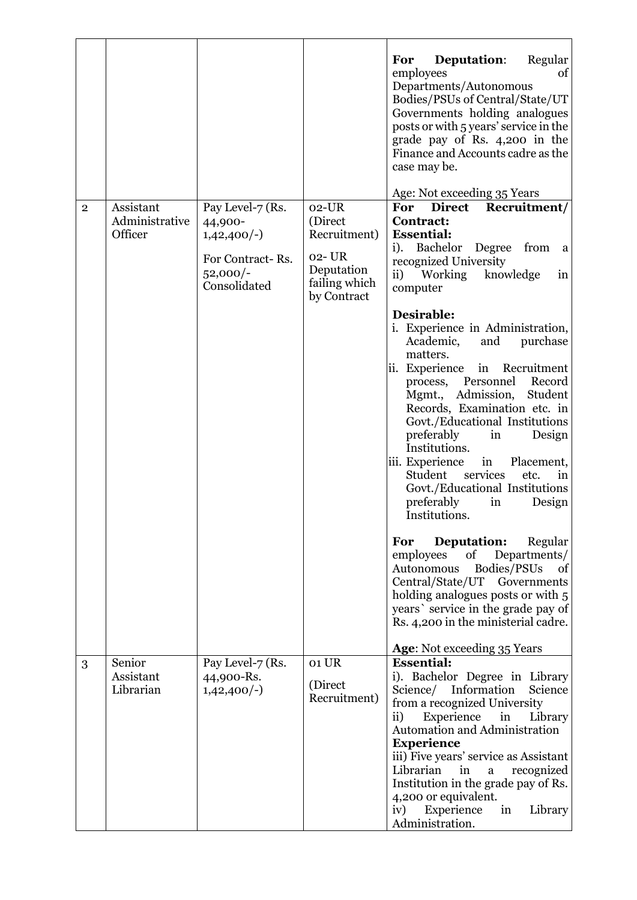| | | | | |
|---|---|---|---|---|
| | | | | **For Deputation**: Regular employees of Departments/Autonomous Bodies/PSUs of Central/State/UT Governments holding analogues posts or with 5 years' service in the grade pay of Rs. 4,200 in the Finance and Accounts cadre as the case may be.<br><br>Age: Not exceeding 35 Years |
| 2 | Assistant Administrative Officer | Pay Level-7 (Rs. 44,900-1,42,400/-)<br><br>For Contract- Rs. 52,000/- Consolidated | 02-UR (Direct Recruitment)<br><br>02- UR Deputation failing which by Contract | **For Direct Recruitment/ Contract:**<br>**Essential:**<br>i). Bachelor Degree from a recognized University<br>ii) Working knowledge in computer<br><br>**Desirable:**<br>i. Experience in Administration, Academic, and purchase matters.<br>ii. Experience in Recruitment process, Personnel Record Mgmt., Admission, Student Records, Examination etc. in Govt./Educational Institutions preferably in Design Institutions.<br>iii. Experience in Placement, Student services etc. in Govt./Educational Institutions preferably in Design Institutions.<br><br>**For Deputation:** Regular employees of Departments/ Autonomous Bodies/PSUs of Central/State/UT Governments holding analogues posts or with 5 years` service in the grade pay of Rs. 4,200 in the ministerial cadre.<br><br>**Age**: Not exceeding 35 Years |
| 3 | Senior Assistant Librarian | Pay Level-7 (Rs. 44,900-Rs. 1,42,400/-) | 01 UR<br><br>(Direct Recruitment) | **Essential:**<br>i). Bachelor Degree in Library Science/ Information Science from a recognized University<br>ii) Experience in Library Automation and Administration<br>**Experience**<br>iii) Five years' service as Assistant Librarian in a recognized Institution in the grade pay of Rs. 4,200 or equivalent.<br>iv) Experience in Library Administration. |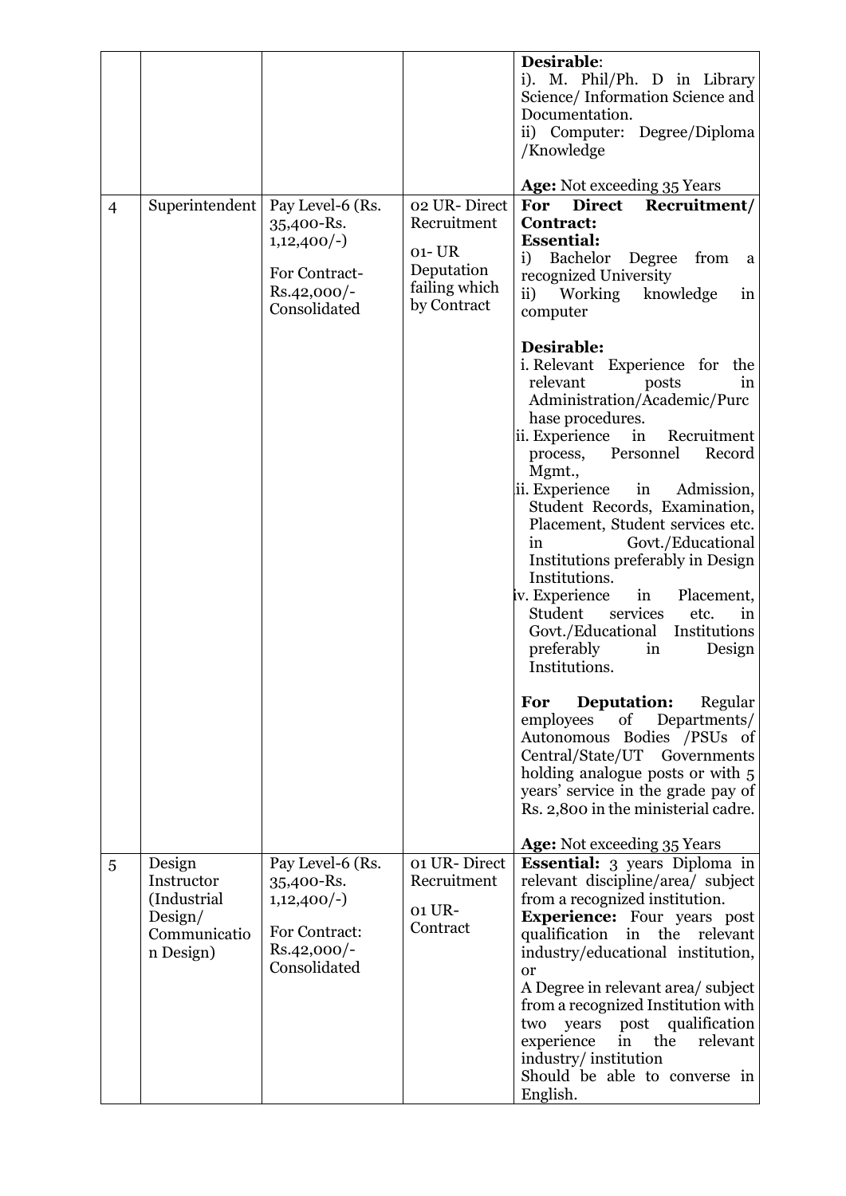| | | | | |
|---|---|---|---|---|
| | | | | **Desirable**:<br>i). M. Phil/Ph. D in Library Science/ Information Science and Documentation.<br>ii) Computer: Degree/Diploma /Knowledge<br><br>**Age:** Not exceeding 35 Years |
| 4 | Superintendent | Pay Level-6 (Rs. 35,400-Rs. 1,12,400/-)<br><br>For Contract- Rs.42,000/- Consolidated | 02 UR- Direct Recruitment<br><br>01- UR Deputation failing which by Contract | **For Direct Recruitment/ Contract:**<br>**Essential:**<br>i) Bachelor Degree from a recognized University<br>ii) Working knowledge in computer<br><br>**Desirable:**<br>i. Relevant Experience for the relevant posts in Administration/Academic/Purchase procedures.<br>ii. Experience in Recruitment process, Personnel Record Mgmt.,<br>ii. Experience in Admission, Student Records, Examination, Placement, Student services etc. in Govt./Educational Institutions preferably in Design Institutions.<br>iv. Experience in Placement, Student services etc. in Govt./Educational Institutions preferably in Design Institutions.<br><br>**For Deputation:** Regular employees of Departments/ Autonomous Bodies /PSUs of Central/State/UT Governments holding analogue posts or with 5 years' service in the grade pay of Rs. 2,800 in the ministerial cadre.<br><br>**Age:** Not exceeding 35 Years |
| 5 | Design Instructor (Industrial Design/ Communication Design) | Pay Level-6 (Rs. 35,400-Rs. 1,12,400/-)<br><br>For Contract: Rs.42,000/- Consolidated | 01 UR- Direct Recruitment<br><br>01 UR- Contract | **Essential:** 3 years Diploma in relevant discipline/area/ subject from a recognized institution.<br>**Experience:** Four years post qualification in the relevant industry/educational institution, or<br>A Degree in relevant area/ subject from a recognized Institution with two years post qualification experience in the relevant industry/ institution<br>Should be able to converse in English. |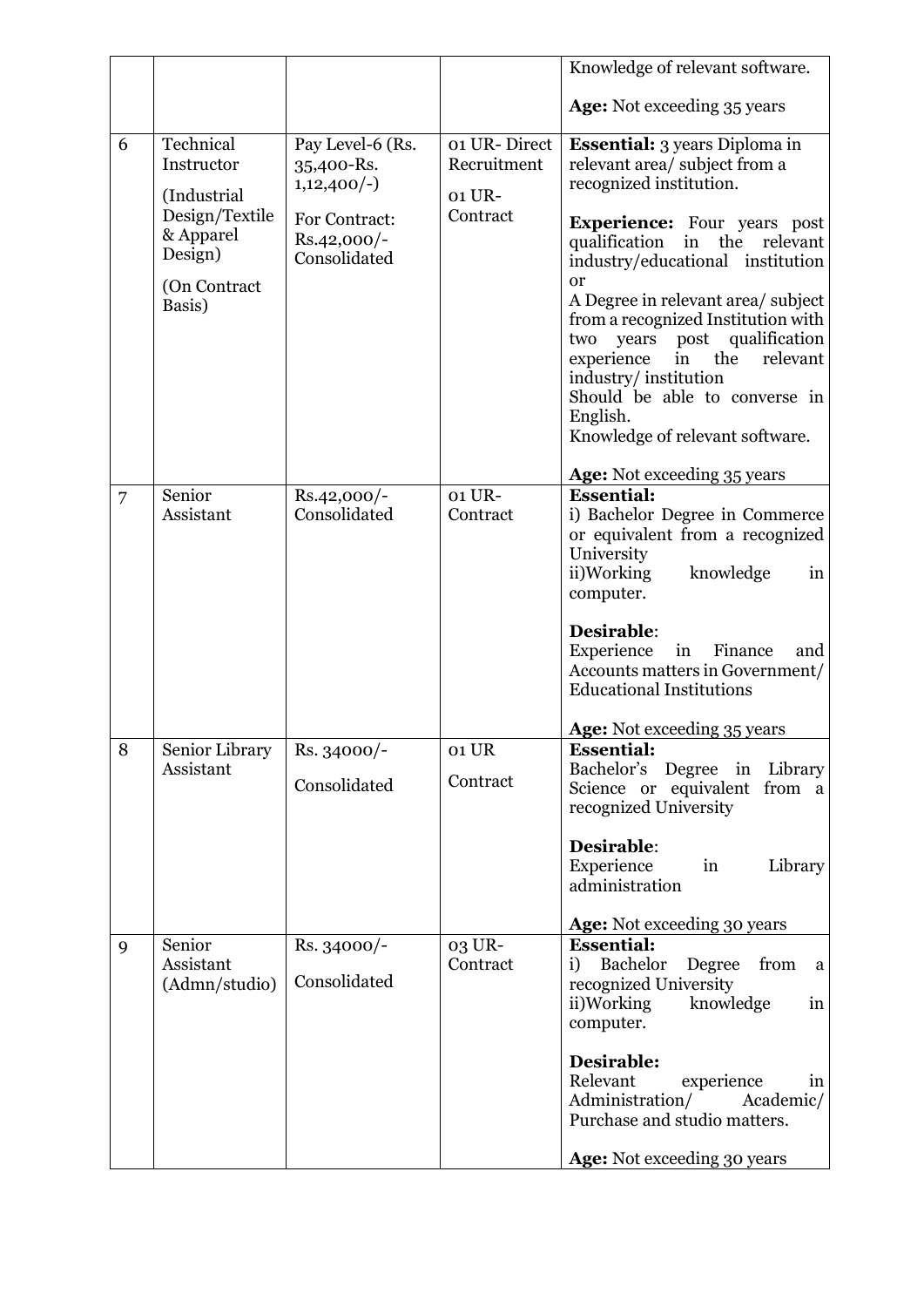| | | | | |
|---|---|---|---|---|
| | | | | Knowledge of relevant software.<br><br>**Age:** Not exceeding 35 years |
| 6 | Technical Instructor<br><br>(Industrial Design/Textile & Apparel Design)<br><br>(On Contract Basis) | Pay Level-6 (Rs. 35,400-Rs. 1,12,400/-)<br><br>For Contract: Rs.42,000/- Consolidated | 01 UR- Direct Recruitment<br><br>01 UR- Contract | **Essential:** 3 years Diploma in relevant area/ subject from a recognized institution.<br><br>**Experience:** Four years post qualification in the relevant industry/educational institution<br>or<br>A Degree in relevant area/ subject from a recognized Institution with two years post qualification experience in the relevant industry/ institution<br>Should be able to converse in English.<br>Knowledge of relevant software.<br><br>**Age:** Not exceeding 35 years |
| 7 | Senior Assistant | Rs.42,000/- Consolidated | 01 UR- Contract | **Essential:**<br>i) Bachelor Degree in Commerce or equivalent from a recognized University<br>ii)Working knowledge in computer.<br><br>**Desirable**:<br>Experience in Finance and Accounts matters in Government/ Educational Institutions<br><br>**Age:** Not exceeding 35 years |
| 8 | Senior Library Assistant | Rs. 34000/-<br><br>Consolidated | 01 UR<br><br>Contract | **Essential:**<br>Bachelor's Degree in Library Science or equivalent from a recognized University<br><br>**Desirable**:<br>Experience in Library administration<br><br>**Age:** Not exceeding 30 years |
| 9 | Senior Assistant (Admn/studio) | Rs. 34000/-<br><br>Consolidated | 03 UR- Contract | **Essential:**<br>i) Bachelor Degree from a recognized University<br>ii)Working knowledge in computer.<br><br>**Desirable:**<br>Relevant experience in Administration/ Academic/ Purchase and studio matters.<br><br>**Age:** Not exceeding 30 years |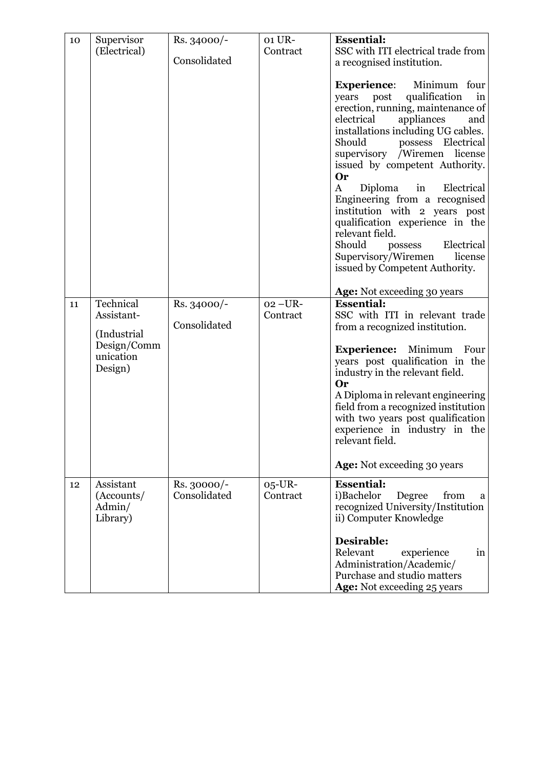| 10 | Supervisor (Electrical) | Rs. 34000/- Consolidated | 01 UR-Contract | **Essential:** SSC with ITI electrical trade from a recognised institution. <br><br> **Experience**: Minimum four years post qualification in erection, running, maintenance of electrical appliances and installations including UG cables. Should possess Electrical supervisory /Wiremen license issued by competent Authority. <br> **Or** <br> A Diploma in Electrical Engineering from a recognised institution with 2 years post qualification experience in the relevant field. <br> Should possess Electrical Supervisory/Wiremen license issued by Competent Authority. <br><br> **Age:** Not exceeding 30 years |
|---|---|---|---|---|
| 11 | Technical Assistant- (Industrial Design/Communication Design) | Rs. 34000/- Consolidated | 02 –UR-Contract | **Essential:** SSC with ITI in relevant trade from a recognized institution. <br><br> **Experience:** Minimum Four years post qualification in the industry in the relevant field. <br> **Or** <br> A Diploma in relevant engineering field from a recognized institution with two years post qualification experience in industry in the relevant field. <br><br> **Age:** Not exceeding 30 years |
| 12 | Assistant (Accounts/ Admin/ Library) | Rs. 30000/- Consolidated | 05-UR-Contract | **Essential:** i)Bachelor Degree from a recognized University/Institution ii) Computer Knowledge <br><br> **Desirable:** Relevant experience in Administration/Academic/ Purchase and studio matters <br> **Age:** Not exceeding 25 years |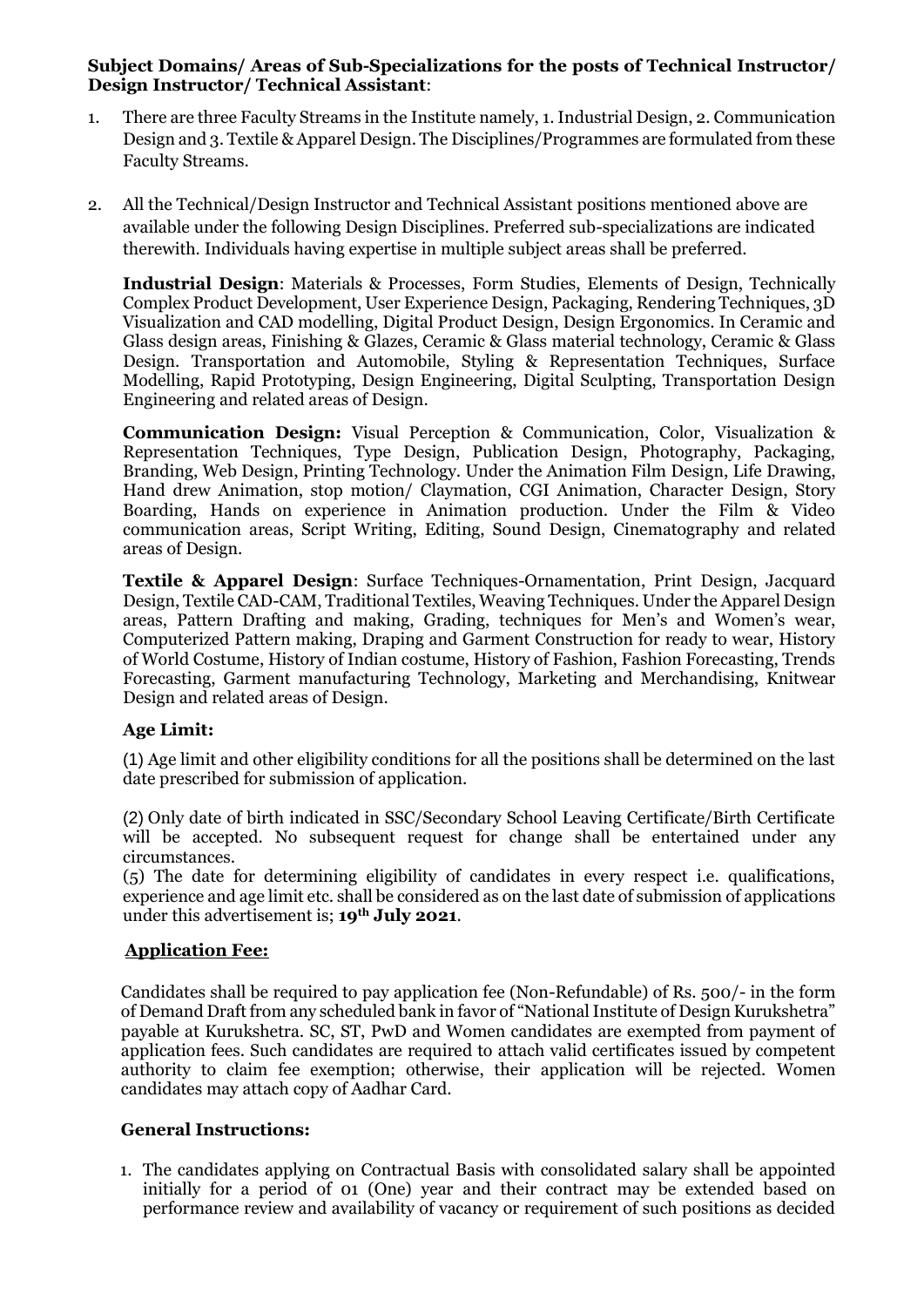**Subject Domains/ Areas of Sub-Specializations for the posts of Technical Instructor/ Design Instructor/ Technical Assistant**:

1. There are three Faculty Streams in the Institute namely, 1. Industrial Design, 2. Communication Design and 3. Textile & Apparel Design. The Disciplines/Programmes are formulated from these Faculty Streams.

2. All the Technical/Design Instructor and Technical Assistant positions mentioned above are available under the following Design Disciplines. Preferred sub-specializations are indicated therewith. Individuals having expertise in multiple subject areas shall be preferred.

   **Industrial Design**: Materials & Processes, Form Studies, Elements of Design, Technically Complex Product Development, User Experience Design, Packaging, Rendering Techniques, 3D Visualization and CAD modelling, Digital Product Design, Design Ergonomics. In Ceramic and Glass design areas, Finishing & Glazes, Ceramic & Glass material technology, Ceramic & Glass Design. Transportation and Automobile, Styling & Representation Techniques, Surface Modelling, Rapid Prototyping, Design Engineering, Digital Sculpting, Transportation Design Engineering and related areas of Design.

   **Communication Design:** Visual Perception & Communication, Color, Visualization & Representation Techniques, Type Design, Publication Design, Photography, Packaging, Branding, Web Design, Printing Technology. Under the Animation Film Design, Life Drawing, Hand drew Animation, stop motion/ Claymation, CGI Animation, Character Design, Story Boarding, Hands on experience in Animation production. Under the Film & Video communication areas, Script Writing, Editing, Sound Design, Cinematography and related areas of Design.

   **Textile & Apparel Design**: Surface Techniques-Ornamentation, Print Design, Jacquard Design, Textile CAD-CAM, Traditional Textiles, Weaving Techniques. Under the Apparel Design areas, Pattern Drafting and making, Grading, techniques for Men's and Women's wear, Computerized Pattern making, Draping and Garment Construction for ready to wear, History of World Costume, History of Indian costume, History of Fashion, Fashion Forecasting, Trends Forecasting, Garment manufacturing Technology, Marketing and Merchandising, Knitwear Design and related areas of Design.

**Age Limit:**

(1) Age limit and other eligibility conditions for all the positions shall be determined on the last date prescribed for submission of application.

(2) Only date of birth indicated in SSC/Secondary School Leaving Certificate/Birth Certificate will be accepted. No subsequent request for change shall be entertained under any circumstances.

(5) The date for determining eligibility of candidates in every respect i.e. qualifications, experience and age limit etc. shall be considered as on the last date of submission of applications under this advertisement is; **19th July 2021**.

**Application Fee:**

Candidates shall be required to pay application fee (Non-Refundable) of Rs. 500/- in the form of Demand Draft from any scheduled bank in favor of "National Institute of Design Kurukshetra" payable at Kurukshetra. SC, ST, PwD and Women candidates are exempted from payment of application fees. Such candidates are required to attach valid certificates issued by competent authority to claim fee exemption; otherwise, their application will be rejected. Women candidates may attach copy of Aadhar Card.

**General Instructions:**

1. The candidates applying on Contractual Basis with consolidated salary shall be appointed initially for a period of 01 (One) year and their contract may be extended based on performance review and availability of vacancy or requirement of such positions as decided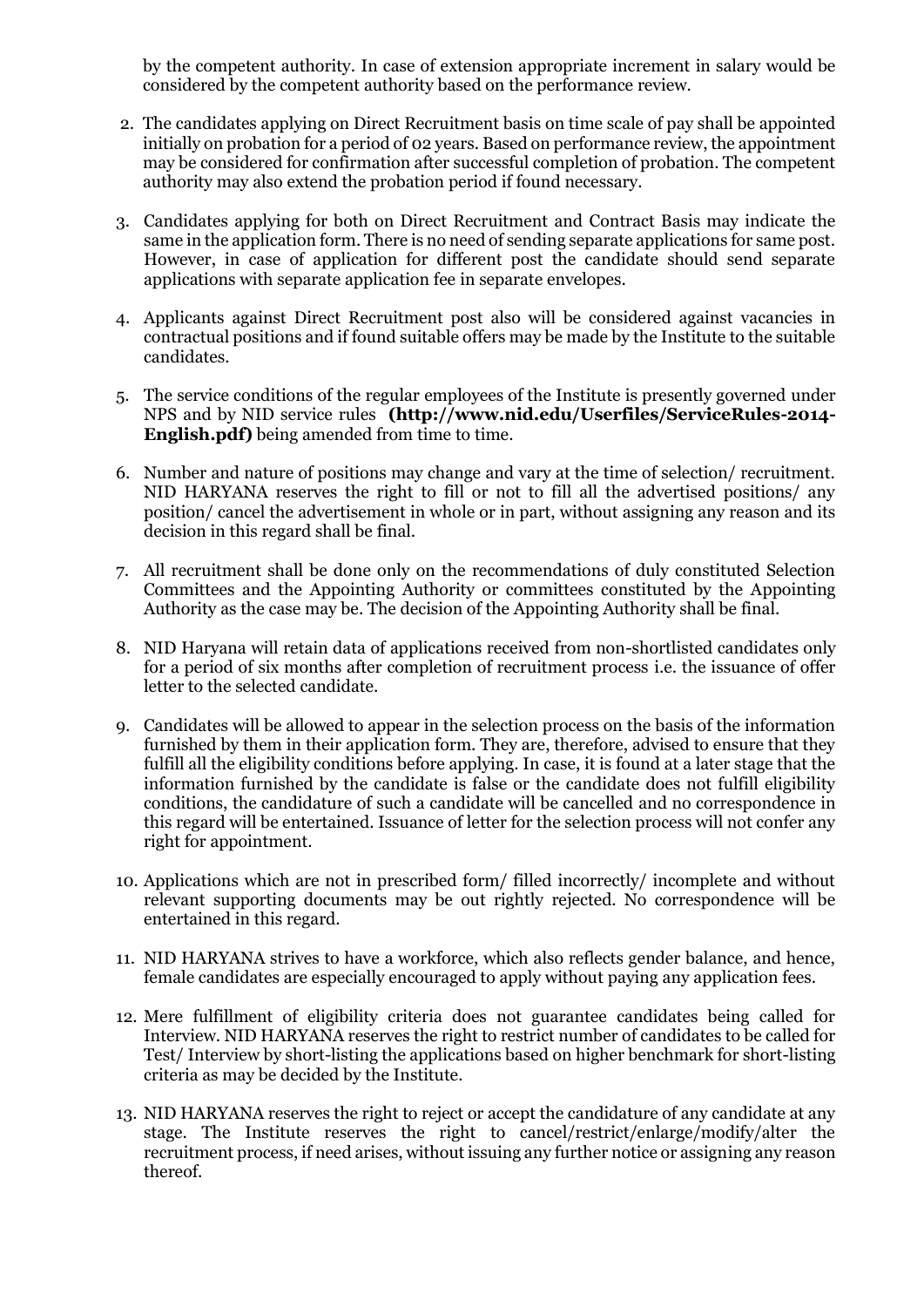by the competent authority. In case of extension appropriate increment in salary would be considered by the competent authority based on the performance review.

2. The candidates applying on Direct Recruitment basis on time scale of pay shall be appointed initially on probation for a period of 02 years. Based on performance review, the appointment may be considered for confirmation after successful completion of probation. The competent authority may also extend the probation period if found necessary.

3. Candidates applying for both on Direct Recruitment and Contract Basis may indicate the same in the application form. There is no need of sending separate applications for same post. However, in case of application for different post the candidate should send separate applications with separate application fee in separate envelopes.

4. Applicants against Direct Recruitment post also will be considered against vacancies in contractual positions and if found suitable offers may be made by the Institute to the suitable candidates.

5. The service conditions of the regular employees of the Institute is presently governed under NPS and by NID service rules **(http://www.nid.edu/Userfiles/ServiceRules-2014-English.pdf)** being amended from time to time.

6. Number and nature of positions may change and vary at the time of selection/ recruitment. NID HARYANA reserves the right to fill or not to fill all the advertised positions/ any position/ cancel the advertisement in whole or in part, without assigning any reason and its decision in this regard shall be final.

7. All recruitment shall be done only on the recommendations of duly constituted Selection Committees and the Appointing Authority or committees constituted by the Appointing Authority as the case may be. The decision of the Appointing Authority shall be final.

8. NID Haryana will retain data of applications received from non-shortlisted candidates only for a period of six months after completion of recruitment process i.e. the issuance of offer letter to the selected candidate.

9. Candidates will be allowed to appear in the selection process on the basis of the information furnished by them in their application form. They are, therefore, advised to ensure that they fulfill all the eligibility conditions before applying. In case, it is found at a later stage that the information furnished by the candidate is false or the candidate does not fulfill eligibility conditions, the candidature of such a candidate will be cancelled and no correspondence in this regard will be entertained. Issuance of letter for the selection process will not confer any right for appointment.

10. Applications which are not in prescribed form/ filled incorrectly/ incomplete and without relevant supporting documents may be out rightly rejected. No correspondence will be entertained in this regard.

11. NID HARYANA strives to have a workforce, which also reflects gender balance, and hence, female candidates are especially encouraged to apply without paying any application fees.

12. Mere fulfillment of eligibility criteria does not guarantee candidates being called for Interview. NID HARYANA reserves the right to restrict number of candidates to be called for Test/ Interview by short-listing the applications based on higher benchmark for short-listing criteria as may be decided by the Institute.

13. NID HARYANA reserves the right to reject or accept the candidature of any candidate at any stage. The Institute reserves the right to cancel/restrict/enlarge/modify/alter the recruitment process, if need arises, without issuing any further notice or assigning any reason thereof.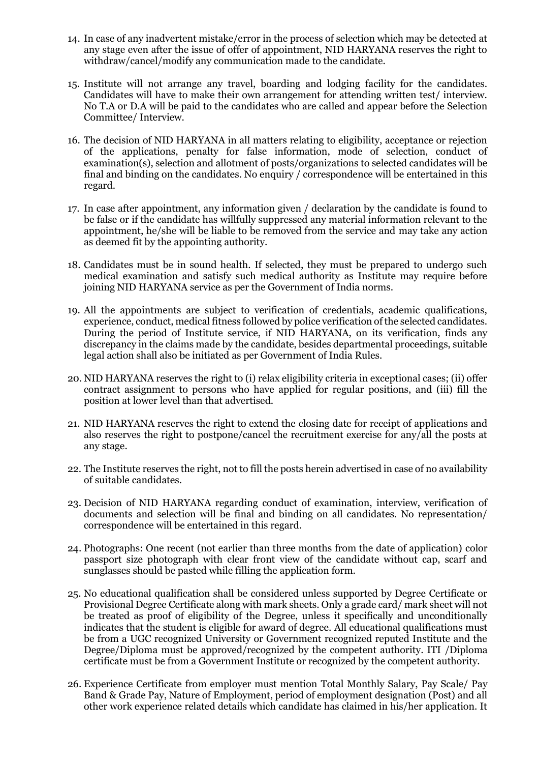14. In case of any inadvertent mistake/error in the process of selection which may be detected at any stage even after the issue of offer of appointment, NID HARYANA reserves the right to withdraw/cancel/modify any communication made to the candidate.

15. Institute will not arrange any travel, boarding and lodging facility for the candidates. Candidates will have to make their own arrangement for attending written test/ interview. No T.A or D.A will be paid to the candidates who are called and appear before the Selection Committee/ Interview.

16. The decision of NID HARYANA in all matters relating to eligibility, acceptance or rejection of the applications, penalty for false information, mode of selection, conduct of examination(s), selection and allotment of posts/organizations to selected candidates will be final and binding on the candidates. No enquiry / correspondence will be entertained in this regard.

17. In case after appointment, any information given / declaration by the candidate is found to be false or if the candidate has willfully suppressed any material information relevant to the appointment, he/she will be liable to be removed from the service and may take any action as deemed fit by the appointing authority.

18. Candidates must be in sound health. If selected, they must be prepared to undergo such medical examination and satisfy such medical authority as Institute may require before joining NID HARYANA service as per the Government of India norms.

19. All the appointments are subject to verification of credentials, academic qualifications, experience, conduct, medical fitness followed by police verification of the selected candidates. During the period of Institute service, if NID HARYANA, on its verification, finds any discrepancy in the claims made by the candidate, besides departmental proceedings, suitable legal action shall also be initiated as per Government of India Rules.

20. NID HARYANA reserves the right to (i) relax eligibility criteria in exceptional cases; (ii) offer contract assignment to persons who have applied for regular positions, and (iii) fill the position at lower level than that advertised.

21. NID HARYANA reserves the right to extend the closing date for receipt of applications and also reserves the right to postpone/cancel the recruitment exercise for any/all the posts at any stage.

22. The Institute reserves the right, not to fill the posts herein advertised in case of no availability of suitable candidates.

23. Decision of NID HARYANA regarding conduct of examination, interview, verification of documents and selection will be final and binding on all candidates. No representation/ correspondence will be entertained in this regard.

24. Photographs: One recent (not earlier than three months from the date of application) color passport size photograph with clear front view of the candidate without cap, scarf and sunglasses should be pasted while filling the application form.

25. No educational qualification shall be considered unless supported by Degree Certificate or Provisional Degree Certificate along with mark sheets. Only a grade card/ mark sheet will not be treated as proof of eligibility of the Degree, unless it specifically and unconditionally indicates that the student is eligible for award of degree. All educational qualifications must be from a UGC recognized University or Government recognized reputed Institute and the Degree/Diploma must be approved/recognized by the competent authority. ITI /Diploma certificate must be from a Government Institute or recognized by the competent authority.

26. Experience Certificate from employer must mention Total Monthly Salary, Pay Scale/ Pay Band & Grade Pay, Nature of Employment, period of employment designation (Post) and all other work experience related details which candidate has claimed in his/her application. It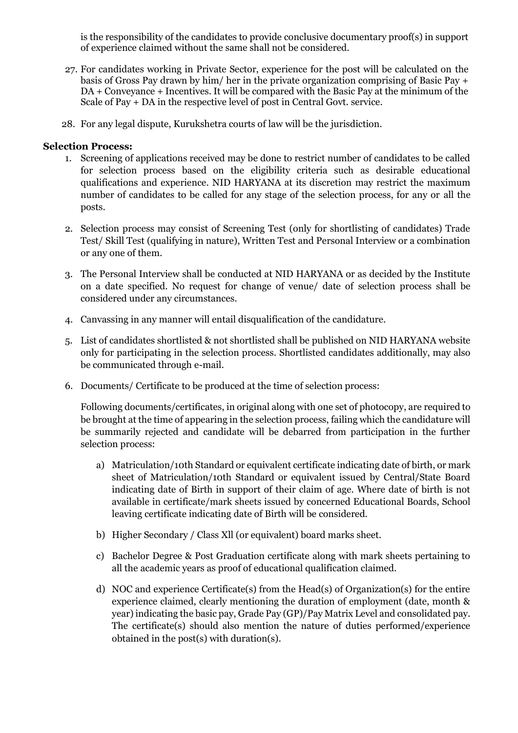is the responsibility of the candidates to provide conclusive documentary proof(s) in support of experience claimed without the same shall not be considered.

27. For candidates working in Private Sector, experience for the post will be calculated on the basis of Gross Pay drawn by him/ her in the private organization comprising of Basic Pay + DA + Conveyance + Incentives. It will be compared with the Basic Pay at the minimum of the Scale of Pay + DA in the respective level of post in Central Govt. service.

28. For any legal dispute, Kurukshetra courts of law will be the jurisdiction.

**Selection Process:**

1. Screening of applications received may be done to restrict number of candidates to be called for selection process based on the eligibility criteria such as desirable educational qualifications and experience. NID HARYANA at its discretion may restrict the maximum number of candidates to be called for any stage of the selection process, for any or all the posts.

2. Selection process may consist of Screening Test (only for shortlisting of candidates) Trade Test/ Skill Test (qualifying in nature), Written Test and Personal Interview or a combination or any one of them.

3. The Personal Interview shall be conducted at NID HARYANA or as decided by the Institute on a date specified. No request for change of venue/ date of selection process shall be considered under any circumstances.

4. Canvassing in any manner will entail disqualification of the candidature.

5. List of candidates shortlisted & not shortlisted shall be published on NID HARYANA website only for participating in the selection process. Shortlisted candidates additionally, may also be communicated through e-mail.

6. Documents/ Certificate to be produced at the time of selection process:

   Following documents/certificates, in original along with one set of photocopy, are required to be brought at the time of appearing in the selection process, failing which the candidature will be summarily rejected and candidate will be debarred from participation in the further selection process:

   a) Matriculation/10th Standard or equivalent certificate indicating date of birth, or mark sheet of Matriculation/10th Standard or equivalent issued by Central/State Board indicating date of Birth in support of their claim of age. Where date of birth is not available in certificate/mark sheets issued by concerned Educational Boards, School leaving certificate indicating date of Birth will be considered.

   b) Higher Secondary / Class Xll (or equivalent) board marks sheet.

   c) Bachelor Degree & Post Graduation certificate along with mark sheets pertaining to all the academic years as proof of educational qualification claimed.

   d) NOC and experience Certificate(s) from the Head(s) of Organization(s) for the entire experience claimed, clearly mentioning the duration of employment (date, month & year) indicating the basic pay, Grade Pay (GP)/Pay Matrix Level and consolidated pay. The certificate(s) should also mention the nature of duties performed/experience obtained in the post(s) with duration(s).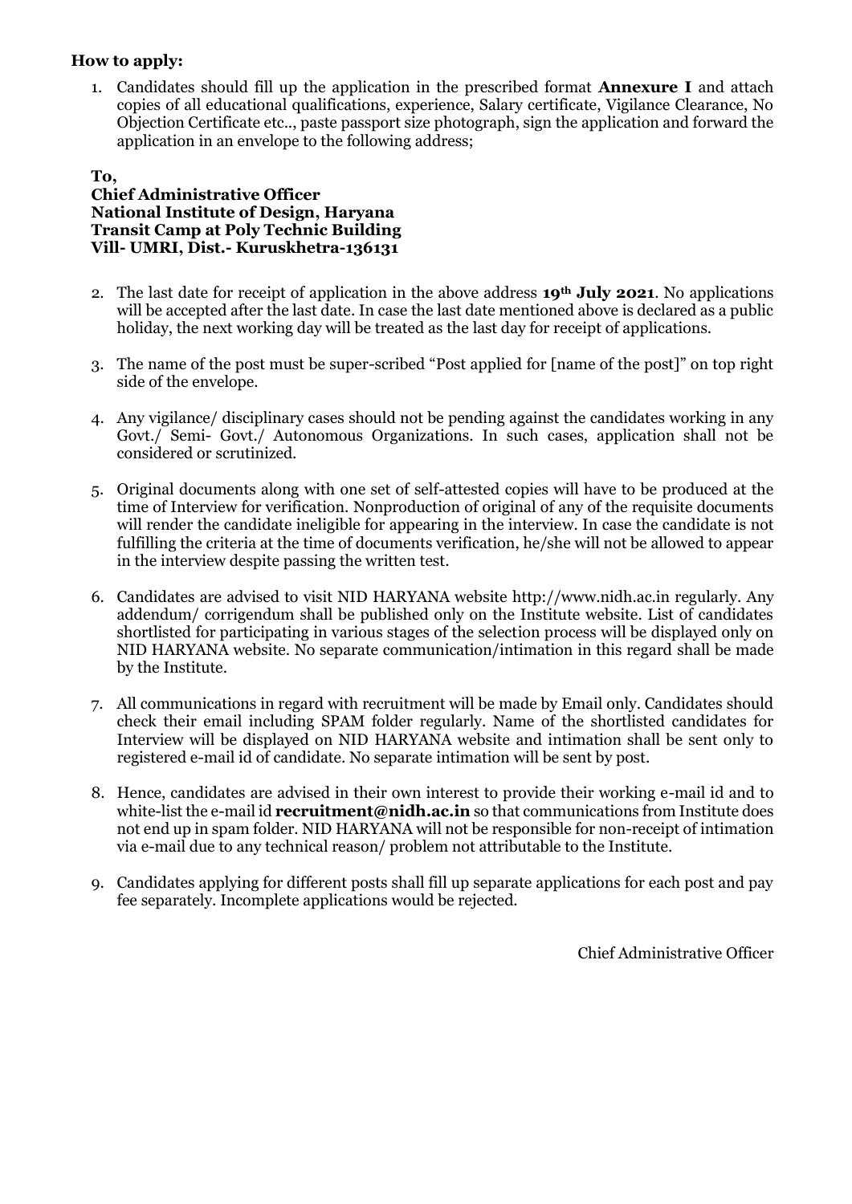**How to apply:**

1. Candidates should fill up the application in the prescribed format **Annexure I** and attach copies of all educational qualifications, experience, Salary certificate, Vigilance Clearance, No Objection Certificate etc.., paste passport size photograph, sign the application and forward the application in an envelope to the following address;

**To,**
**Chief Administrative Officer**
**National Institute of Design, Haryana**
**Transit Camp at Poly Technic Building**
**Vill- UMRI, Dist.- Kuruskhetra-136131**

2. The last date for receipt of application in the above address **19th July 2021**. No applications will be accepted after the last date. In case the last date mentioned above is declared as a public holiday, the next working day will be treated as the last day for receipt of applications.

3. The name of the post must be super-scribed "Post applied for [name of the post]" on top right side of the envelope.

4. Any vigilance/ disciplinary cases should not be pending against the candidates working in any Govt./ Semi- Govt./ Autonomous Organizations. In such cases, application shall not be considered or scrutinized.

5. Original documents along with one set of self-attested copies will have to be produced at the time of Interview for verification. Nonproduction of original of any of the requisite documents will render the candidate ineligible for appearing in the interview. In case the candidate is not fulfilling the criteria at the time of documents verification, he/she will not be allowed to appear in the interview despite passing the written test.

6. Candidates are advised to visit NID HARYANA website http://www.nidh.ac.in regularly. Any addendum/ corrigendum shall be published only on the Institute website. List of candidates shortlisted for participating in various stages of the selection process will be displayed only on NID HARYANA website. No separate communication/intimation in this regard shall be made by the Institute.

7. All communications in regard with recruitment will be made by Email only. Candidates should check their email including SPAM folder regularly. Name of the shortlisted candidates for Interview will be displayed on NID HARYANA website and intimation shall be sent only to registered e-mail id of candidate. No separate intimation will be sent by post.

8. Hence, candidates are advised in their own interest to provide their working e-mail id and to white-list the e-mail id **recruitment@nidh.ac.in** so that communications from Institute does not end up in spam folder. NID HARYANA will not be responsible for non-receipt of intimation via e-mail due to any technical reason/ problem not attributable to the Institute.

9. Candidates applying for different posts shall fill up separate applications for each post and pay fee separately. Incomplete applications would be rejected.

Chief Administrative Officer